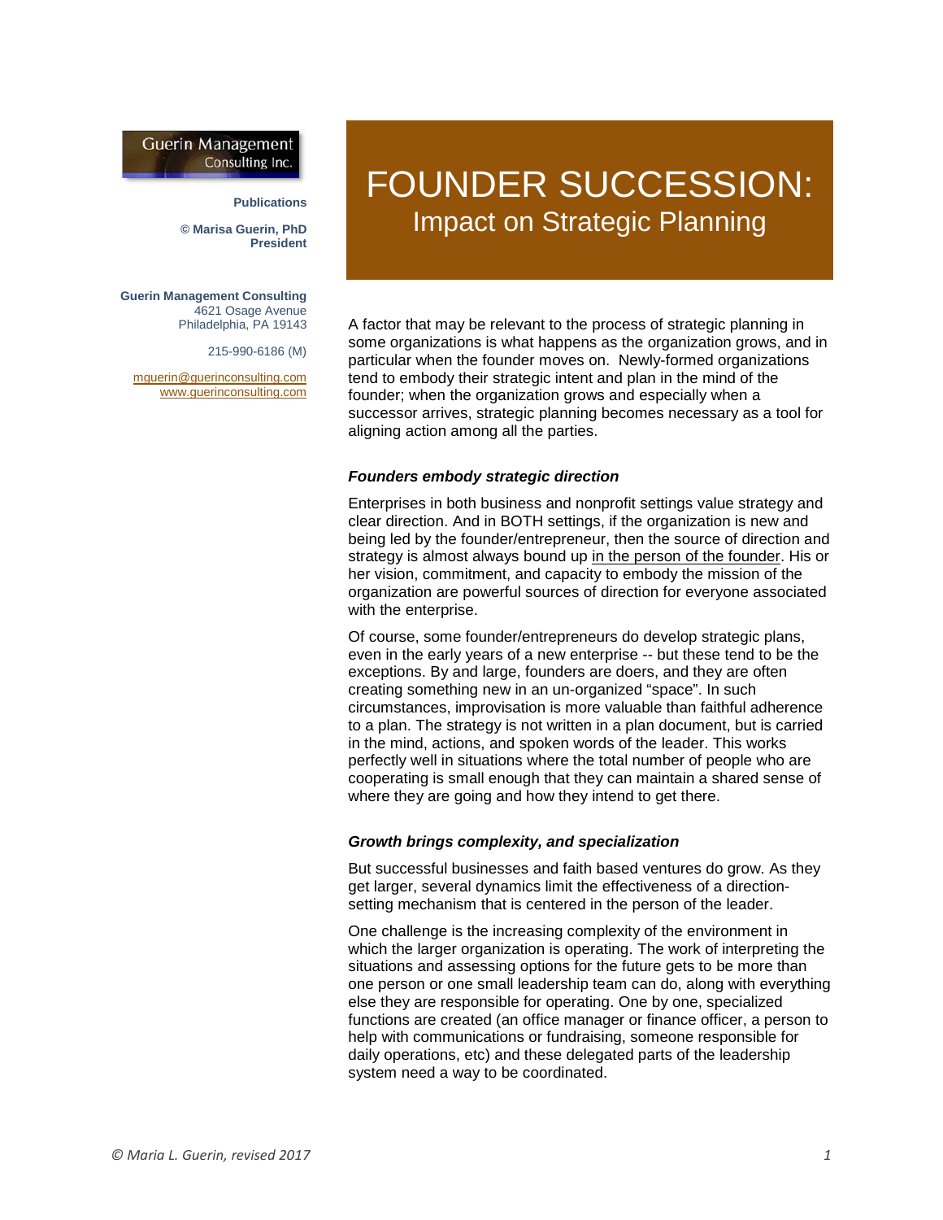Guerin Management Consulting Inc.

**Publications**

**© Marisa Guerin, PhD**
**President**

**Guerin Management Consulting**
4621 Osage Avenue
Philadelphia, PA 19143

215-990-6186 (M)

mguerin@guerinconsulting.com
www.guerinconsulting.com

# FOUNDER SUCCESSION:

## Impact on Strategic Planning

A factor that may be relevant to the process of strategic planning in some organizations is what happens as the organization grows, and in particular when the founder moves on. Newly-formed organizations tend to embody their strategic intent and plan in the mind of the founder; when the organization grows and especially when a successor arrives, strategic planning becomes necessary as a tool for aligning action among all the parties.

### *Founders embody strategic direction*

Enterprises in both business and nonprofit settings value strategy and clear direction. And in BOTH settings, if the organization is new and being led by the founder/entrepreneur, then the source of direction and strategy is almost always bound up in the person of the founder. His or her vision, commitment, and capacity to embody the mission of the organization are powerful sources of direction for everyone associated with the enterprise.

Of course, some founder/entrepreneurs do develop strategic plans, even in the early years of a new enterprise -- but these tend to be the exceptions. By and large, founders are doers, and they are often creating something new in an un-organized "space". In such circumstances, improvisation is more valuable than faithful adherence to a plan. The strategy is not written in a plan document, but is carried in the mind, actions, and spoken words of the leader. This works perfectly well in situations where the total number of people who are cooperating is small enough that they can maintain a shared sense of where they are going and how they intend to get there.

### *Growth brings complexity, and specialization*

But successful businesses and faith based ventures do grow. As they get larger, several dynamics limit the effectiveness of a direction-setting mechanism that is centered in the person of the leader.

One challenge is the increasing complexity of the environment in which the larger organization is operating. The work of interpreting the situations and assessing options for the future gets to be more than one person or one small leadership team can do, along with everything else they are responsible for operating. One by one, specialized functions are created (an office manager or finance officer, a person to help with communications or fundraising, someone responsible for daily operations, etc) and these delegated parts of the leadership system need a way to be coordinated.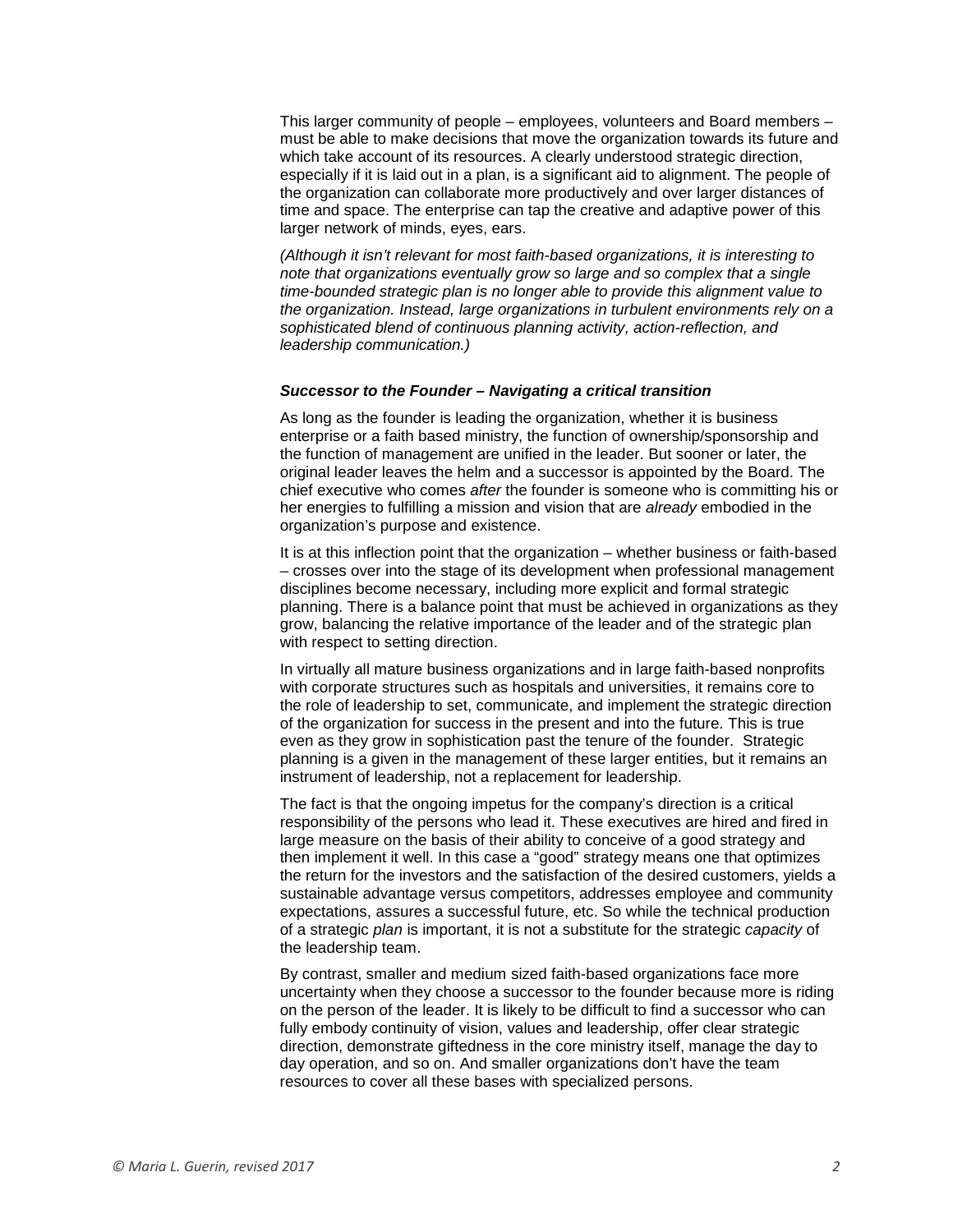This larger community of people – employees, volunteers and Board members – must be able to make decisions that move the organization towards its future and which take account of its resources. A clearly understood strategic direction, especially if it is laid out in a plan, is a significant aid to alignment. The people of the organization can collaborate more productively and over larger distances of time and space. The enterprise can tap the creative and adaptive power of this larger network of minds, eyes, ears.

*(Although it isn't relevant for most faith-based organizations, it is interesting to note that organizations eventually grow so large and so complex that a single time-bounded strategic plan is no longer able to provide this alignment value to the organization. Instead, large organizations in turbulent environments rely on a sophisticated blend of continuous planning activity, action-reflection, and leadership communication.)*

### *Successor to the Founder – Navigating a critical transition*

As long as the founder is leading the organization, whether it is business enterprise or a faith based ministry, the function of ownership/sponsorship and the function of management are unified in the leader. But sooner or later, the original leader leaves the helm and a successor is appointed by the Board. The chief executive who comes *after* the founder is someone who is committing his or her energies to fulfilling a mission and vision that are *already* embodied in the organization's purpose and existence.

It is at this inflection point that the organization – whether business or faith-based – crosses over into the stage of its development when professional management disciplines become necessary, including more explicit and formal strategic planning. There is a balance point that must be achieved in organizations as they grow, balancing the relative importance of the leader and of the strategic plan with respect to setting direction.

In virtually all mature business organizations and in large faith-based nonprofits with corporate structures such as hospitals and universities, it remains core to the role of leadership to set, communicate, and implement the strategic direction of the organization for success in the present and into the future. This is true even as they grow in sophistication past the tenure of the founder. Strategic planning is a given in the management of these larger entities, but it remains an instrument of leadership, not a replacement for leadership.

The fact is that the ongoing impetus for the company's direction is a critical responsibility of the persons who lead it. These executives are hired and fired in large measure on the basis of their ability to conceive of a good strategy and then implement it well. In this case a "good" strategy means one that optimizes the return for the investors and the satisfaction of the desired customers, yields a sustainable advantage versus competitors, addresses employee and community expectations, assures a successful future, etc. So while the technical production of a strategic *plan* is important, it is not a substitute for the strategic *capacity* of the leadership team.

By contrast, smaller and medium sized faith-based organizations face more uncertainty when they choose a successor to the founder because more is riding on the person of the leader. It is likely to be difficult to find a successor who can fully embody continuity of vision, values and leadership, offer clear strategic direction, demonstrate giftedness in the core ministry itself, manage the day to day operation, and so on. And smaller organizations don't have the team resources to cover all these bases with specialized persons.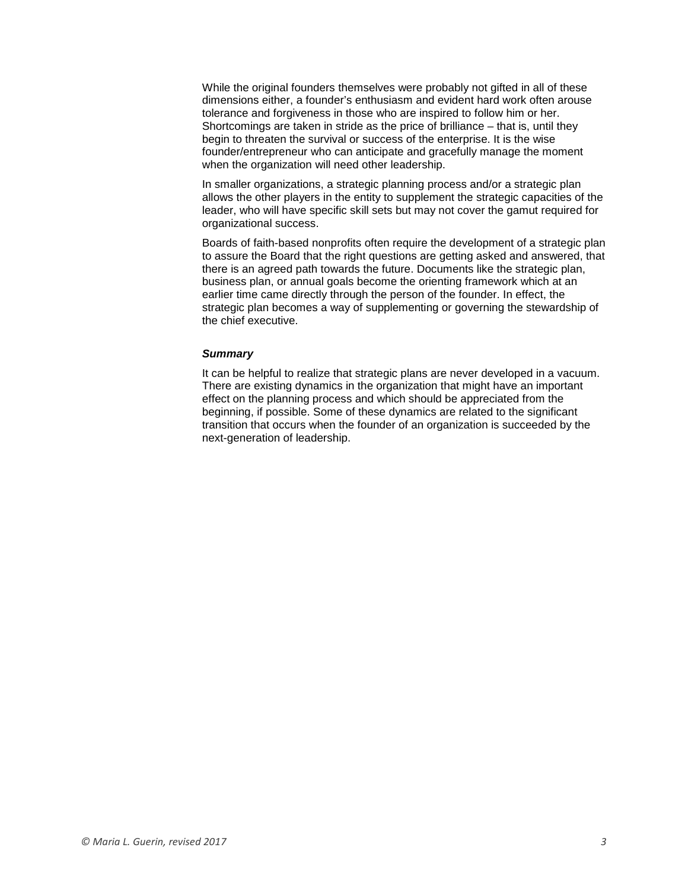While the original founders themselves were probably not gifted in all of these dimensions either, a founder's enthusiasm and evident hard work often arouse tolerance and forgiveness in those who are inspired to follow him or her. Shortcomings are taken in stride as the price of brilliance – that is, until they begin to threaten the survival or success of the enterprise. It is the wise founder/entrepreneur who can anticipate and gracefully manage the moment when the organization will need other leadership.

In smaller organizations, a strategic planning process and/or a strategic plan allows the other players in the entity to supplement the strategic capacities of the leader, who will have specific skill sets but may not cover the gamut required for organizational success.

Boards of faith-based nonprofits often require the development of a strategic plan to assure the Board that the right questions are getting asked and answered, that there is an agreed path towards the future. Documents like the strategic plan, business plan, or annual goals become the orienting framework which at an earlier time came directly through the person of the founder. In effect, the strategic plan becomes a way of supplementing or governing the stewardship of the chief executive.

***Summary***

It can be helpful to realize that strategic plans are never developed in a vacuum. There are existing dynamics in the organization that might have an important effect on the planning process and which should be appreciated from the beginning, if possible. Some of these dynamics are related to the significant transition that occurs when the founder of an organization is succeeded by the next-generation of leadership.